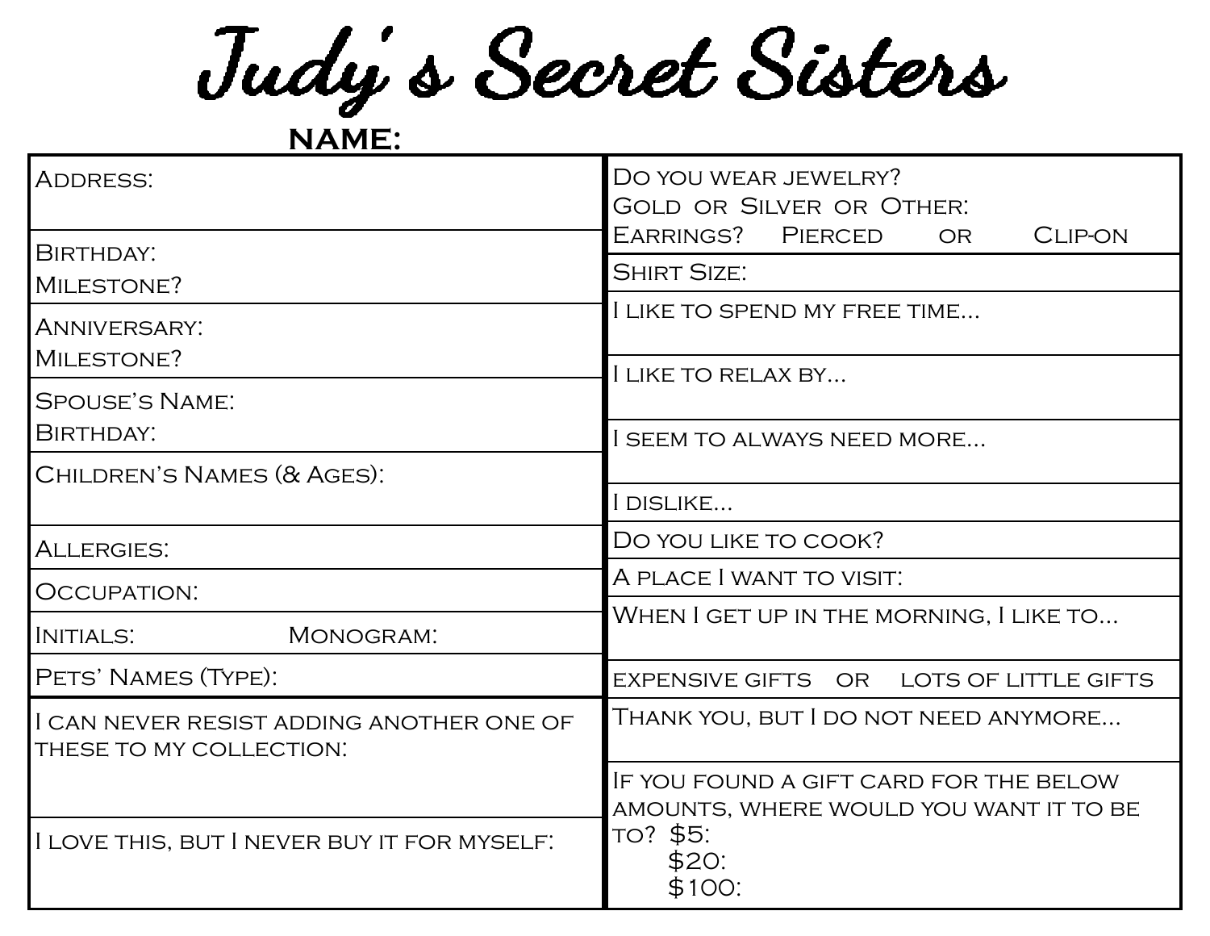# Judy's Secret Sisters

**NAME:**

| | |
|---|---|
| Address: | Do you wear jewelry?<br>Gold or Silver or Other:<br>Earrings? Pierced or Clip-on |
| Birthday:<br>Milestone? | Shirt Size: |
| Anniversary:<br>Milestone? | I like to spend my free time... |
| Spouse's Name:<br>Birthday: | I like to relax by... |
| Children's Names (& Ages): | I seem to always need more... |
| Allergies: | I dislike... |
| Occupation: | Do you like to cook? |
| Initials: Monogram: | A place I want to visit: |
| Pets' Names (Type): | When I get up in the morning, I like to... |
| I can never resist adding another one of these to my collection: | expensive gifts or lots of little gifts |
| I love this, but I never buy it for myself: | Thank you, but I do not need anymore... |
| | If you found a gift card for the below amounts, where would you want it to be to? $5:<br>$20:<br>$100: |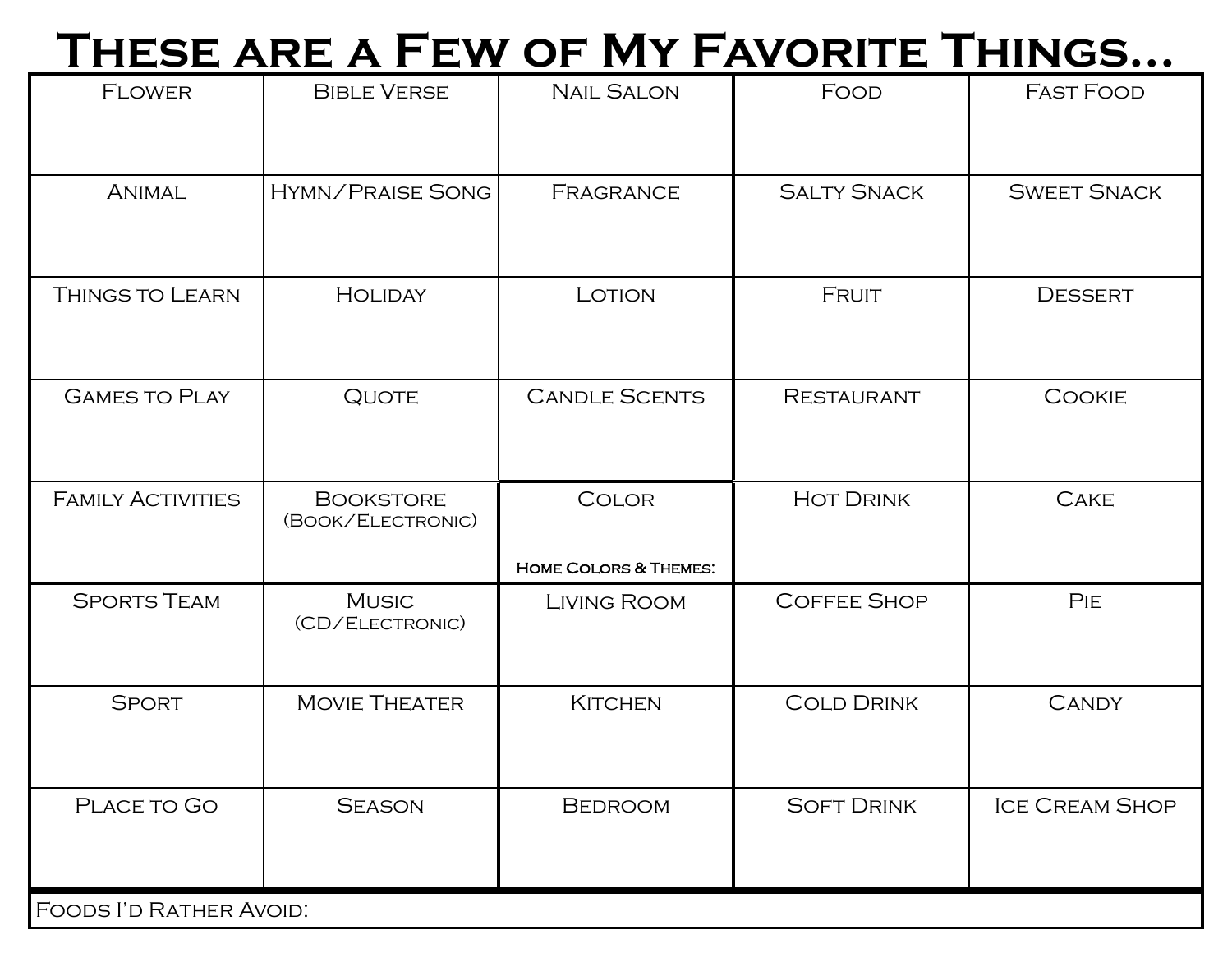# These are a Few of My Favorite Things…

| | | | | |
|---|---|---|---|---|
| Flower | Bible Verse | Nail Salon | Food | Fast Food |
| Animal | Hymn/Praise Song | Fragrance | Salty Snack | Sweet Snack |
| Things to Learn | Holiday | Lotion | Fruit | Dessert |
| Games to Play | Quote | Candle Scents | Restaurant | Cookie |
| Family Activities | Bookstore (Book/Electronic) | Color<br><br>**Home Colors & Themes:** | Hot Drink | Cake |
| Sports Team | Music (CD/Electronic) | Living Room | Coffee Shop | Pie |
| Sport | Movie Theater | Kitchen | Cold Drink | Candy |
| Place to Go | Season | Bedroom | Soft Drink | Ice Cream Shop |

Foods I'd Rather Avoid: